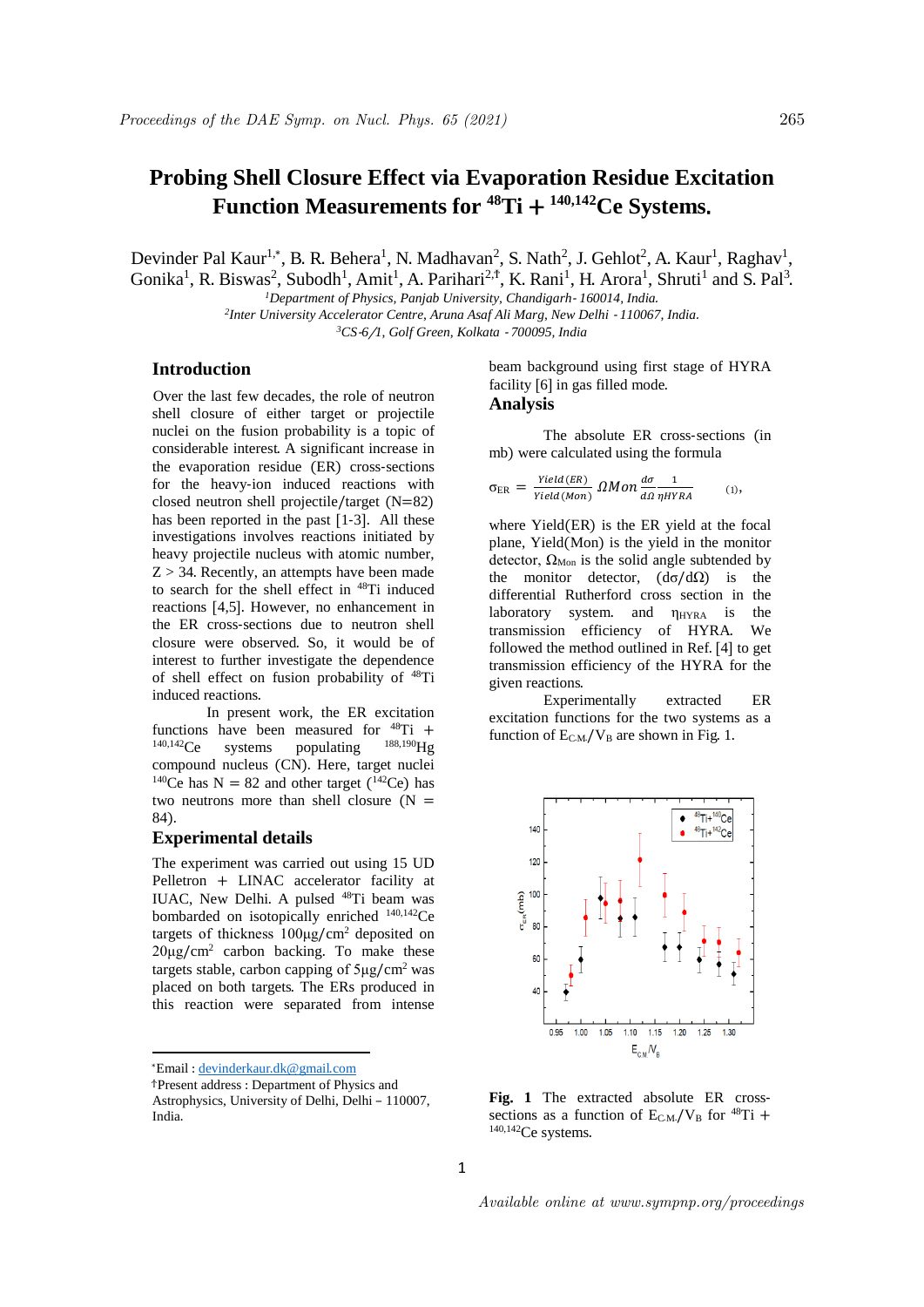# Probing Shell Closure Effect via Evaporation Residue Excitation Function Measurements for $^{48}$Ti + $^{140,142}$Ce Systems.

Devinder Pal Kaur[1,*], B. R. Behera[1], N. Madhavan[2], S. Nath[2], J. Gehlot[2], A. Kaur[1], Raghav[1], Gonika[1], R. Biswas[2], Subodh[1], Amit[1], A. Parihari[2,†], K. Rani[1], H. Arora[1], Shruti[1] and S. Pal[3].

[1] *Department of Physics, Panjab University, Chandigarh- 160014, India.*
[2] *Inter University Accelerator Centre, Aruna Asaf Ali Marg, New Delhi - 110067, India.*
[3] *CS-6/1, Golf Green, Kolkata - 700095, India*

## Introduction

Over the last few decades, the role of neutron shell closure of either target or projectile nuclei on the fusion probability is a topic of considerable interest. A significant increase in the evaporation residue (ER) cross-sections for the heavy-ion induced reactions with closed neutron shell projectile/target (N=82) has been reported in the past [1-3]. All these investigations involves reactions initiated by heavy projectile nucleus with atomic number, Z > 34. Recently, an attempts have been made to search for the shell effect in $^{48}$Ti induced reactions [4,5]. However, no enhancement in the ER cross-sections due to neutron shell closure were observed. So, it would be of interest to further investigate the dependence of shell effect on fusion probability of $^{48}$Ti induced reactions.

In present work, the ER excitation functions have been measured for $^{48}$Ti + $^{140,142}$Ce systems populating $^{188,190}$Hg compound nucleus (CN). Here, target nuclei $^{140}$Ce has N = 82 and other target ($^{142}$Ce) has two neutrons more than shell closure (N = 84).

## Experimental details

The experiment was carried out using 15 UD Pelletron + LINAC accelerator facility at IUAC, New Delhi. A pulsed $^{48}$Ti beam was bombarded on isotopically enriched $^{140,142}$Ce targets of thickness 100μg/cm$^2$ deposited on 20μg/cm$^2$ carbon backing. To make these targets stable, carbon capping of 5μg/cm$^2$ was placed on both targets. The ERs produced in this reaction were separated from intense beam background using first stage of HYRA facility [6] in gas filled mode.

## Analysis

The absolute ER cross-sections (in mb) were calculated using the formula

$$\sigma_{ER} = \frac{Yield(ER)}{Yield(Mon)} \Omega Mon \frac{d\sigma}{d\Omega} \frac{1}{\eta HYRA} \quad (1),$$

where Yield(ER) is the ER yield at the focal plane, Yield(Mon) is the yield in the monitor detector, $\Omega_{Mon}$ is the solid angle subtended by the monitor detector, $(d\sigma/d\Omega)$ is the differential Rutherford cross section in the laboratory system. and $\eta_{HYRA}$ is the transmission efficiency of HYRA. We followed the method outlined in Ref. [4] to get transmission efficiency of the HYRA for the given reactions.

Experimentally extracted ER excitation functions for the two systems as a function of $E_{C.M.}/V_B$ are shown in Fig. 1.

**Fig. 1** The extracted absolute ER cross-sections as a function of $E_{C.M.}/V_B$ for $^{48}$Ti + $^{140,142}$Ce systems.

---

*Email : devinderkaur.dk@gmail.com

†Present address : Department of Physics and Astrophysics, University of Delhi, Delhi – 110007, India.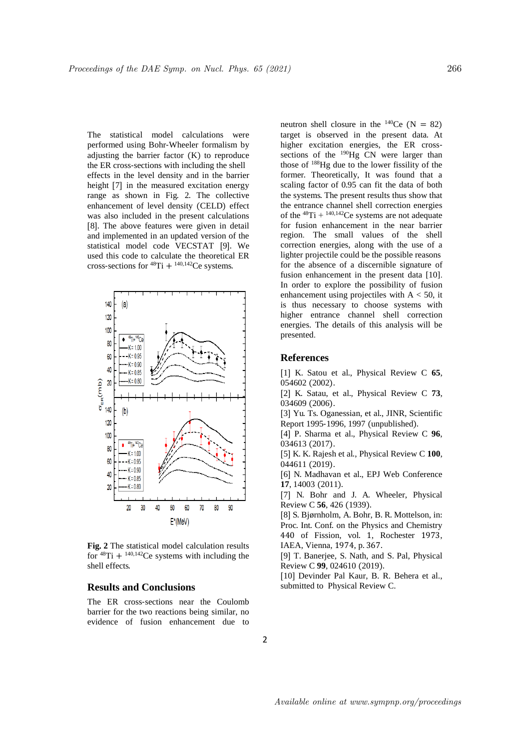The statistical model calculations were performed using Bohr-Wheeler formalism by adjusting the barrier factor (K) to reproduce the ER cross-sections with including the shell effects in the level density and in the barrier height [7] in the measured excitation energy range as shown in Fig. 2. The collective enhancement of level density (CELD) effect was also included in the present calculations [8]. The above features were given in detail and implemented in an updated version of the statistical model code VECSTAT [9]. We used this code to calculate the theoretical ER cross-sections for $^{48}$Ti + $^{140,142}$Ce systems.

(a)

$^{48}$Ti+$^{140}$Ce

K= 1.00

K= 0.95

K= 0.90

K= 0.85

K= 0.80

(b)

$^{48}$Ti+$^{142}$Ce

K= 1.00

K= 0.95

K= 0.90

K= 0.85

K= 0.80

$\sigma_{ER}$(mb)

E*(MeV)

**Fig. 2** The statistical model calculation results for $^{48}$Ti + $^{140,142}$Ce systems with including the shell effects.

## Results and Conclusions

The ER cross-sections near the Coulomb barrier for the two reactions being similar, no evidence of fusion enhancement due to neutron shell closure in the $^{140}$Ce (N = 82) target is observed in the present data. At higher excitation energies, the ER cross-sections of the $^{190}$Hg CN were larger than those of $^{188}$Hg due to the lower fissility of the former. Theoretically, It was found that a scaling factor of 0.95 can fit the data of both the systems. The present results thus show that the entrance channel shell correction energies of the $^{48}$Ti + $^{140,142}$Ce systems are not adequate for fusion enhancement in the near barrier region. The small values of the shell correction energies, along with the use of a lighter projectile could be the possible reasons for the absence of a discernible signature of fusion enhancement in the present data [10]. In order to explore the possibility of fusion enhancement using projectiles with A < 50, it is thus necessary to choose systems with higher entrance channel shell correction energies. The details of this analysis will be presented.

## References

[1] K. Satou et al., Physical Review C **65**, 054602 (2002).

[2] K. Satau, et al., Physical Review C **73**, 034609 (2006).

[3] Yu. Ts. Oganessian, et al., JINR, Scientific Report 1995-1996, 1997 (unpublished).

[4] P. Sharma et al., Physical Review C **96**, 034613 (2017).

[5] K. K. Rajesh et al., Physical Review C **100**, 044611 (2019).

[6] N. Madhavan et al., EPJ Web Conference **17**, 14003 (2011).

[7] N. Bohr and J. A. Wheeler, Physical Review C **56**, 426 (1939).

[8] S. Bjørnholm, A. Bohr, B. R. Mottelson, in: Proc. Int. Conf. on the Physics and Chemistry 440 of Fission, vol. 1, Rochester 1973, IAEA, Vienna, 1974, p. 367.

[9] T. Banerjee, S. Nath, and S. Pal, Physical Review C **99**, 024610 (2019).

[10] Devinder Pal Kaur, B. R. Behera et al., submitted to Physical Review C.